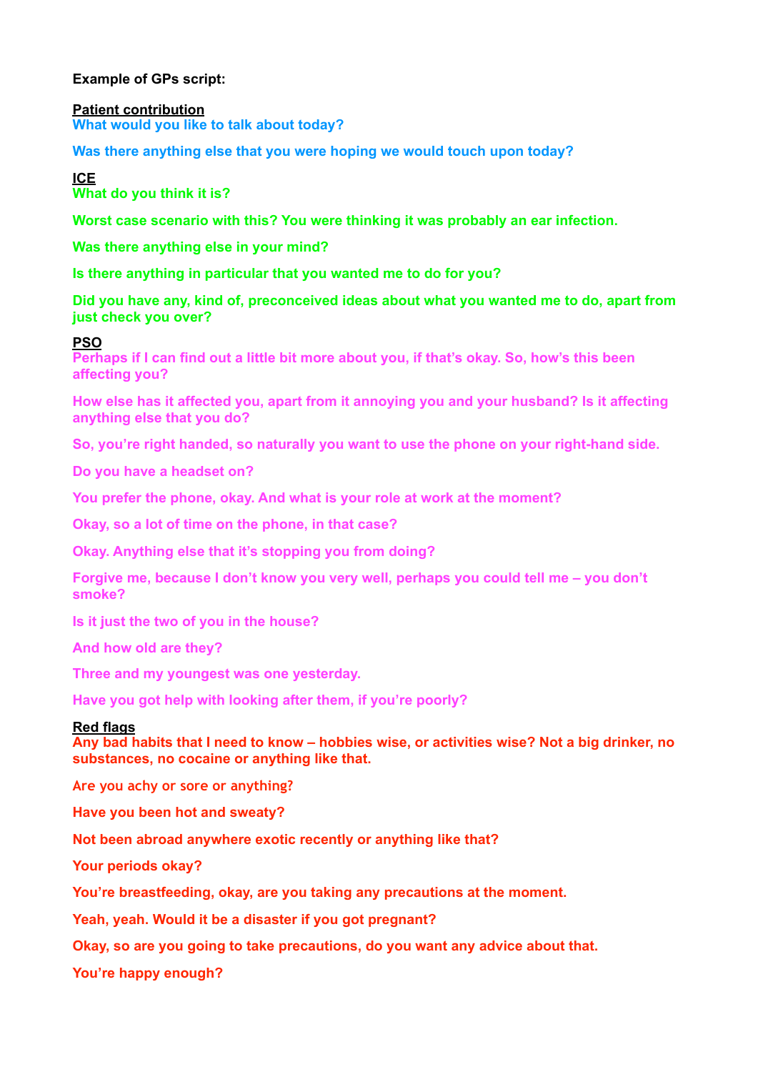**Example of GPs script:**

**Patient contribution**

**What would you like to talk about today?**

**Was there anything else that you were hoping we would touch upon today?**

**ICE**

**What do you think it is?**

**Worst case scenario with this? You were thinking it was probably an ear infection.**

**Was there anything else in your mind?**

**Is there anything in particular that you wanted me to do for you?**

**Did you have any, kind of, preconceived ideas about what you wanted me to do, apart from just check you over?**

**PSO**

**Perhaps if I can find out a little bit more about you, if that's okay. So, how's this been affecting you?**

**How else has it affected you, apart from it annoying you and your husband? Is it affecting anything else that you do?**

**So, you're right handed, so naturally you want to use the phone on your right-hand side.**

**Do you have a headset on?**

**You prefer the phone, okay. And what is your role at work at the moment?**

**Okay, so a lot of time on the phone, in that case?**

**Okay. Anything else that it's stopping you from doing?**

**Forgive me, because I don't know you very well, perhaps you could tell me – you don't smoke?**

**Is it just the two of you in the house?**

**And how old are they?**

**Three and my youngest was one yesterday.**

**Have you got help with looking after them, if you're poorly?**

**Red flags**

**Any bad habits that I need to know – hobbies wise, or activities wise? Not a big drinker, no substances, no cocaine or anything like that.**

**Are you achy or sore or anything?**

**Have you been hot and sweaty?**

**Not been abroad anywhere exotic recently or anything like that?**

**Your periods okay?**

**You're breastfeeding, okay, are you taking any precautions at the moment.**

**Yeah, yeah. Would it be a disaster if you got pregnant?**

**Okay, so are you going to take precautions, do you want any advice about that.**

**You're happy enough?**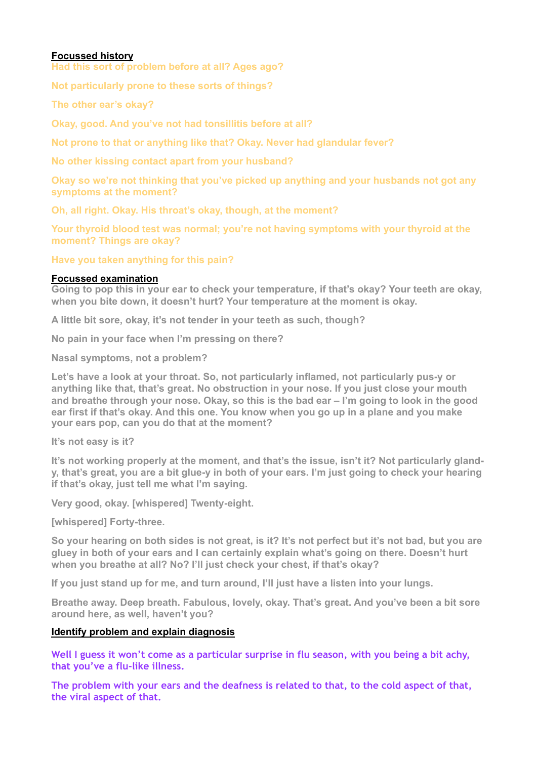**Focussed history**

Had this sort of problem before at all? Ages ago?

Not particularly prone to these sorts of things?

The other ear's okay?

Okay, good. And you've not had tonsillitis before at all?

Not prone to that or anything like that? Okay. Never had glandular fever?

No other kissing contact apart from your husband?

Okay so we're not thinking that you've picked up anything and your husbands not got any symptoms at the moment?

Oh, all right. Okay. His throat's okay, though, at the moment?

Your thyroid blood test was normal; you're not having symptoms with your thyroid at the moment? Things are okay?

Have you taken anything for this pain?

**Focussed examination**

Going to pop this in your ear to check your temperature, if that's okay? Your teeth are okay, when you bite down, it doesn't hurt? Your temperature at the moment is okay.

A little bit sore, okay, it's not tender in your teeth as such, though?

No pain in your face when I'm pressing on there?

Nasal symptoms, not a problem?

Let's have a look at your throat. So, not particularly inflamed, not particularly pus-y or anything like that, that's great. No obstruction in your nose. If you just close your mouth and breathe through your nose. Okay, so this is the bad ear – I'm going to look in the good ear first if that's okay. And this one. You know when you go up in a plane and you make your ears pop, can you do that at the moment?

It's not easy is it?

It's not working properly at the moment, and that's the issue, isn't it? Not particularly gland-y, that's great, you are a bit glue-y in both of your ears. I'm just going to check your hearing if that's okay, just tell me what I'm saying.

Very good, okay. [whispered] Twenty-eight.

[whispered] Forty-three.

So your hearing on both sides is not great, is it? It's not perfect but it's not bad, but you are gluey in both of your ears and I can certainly explain what's going on there. Doesn't hurt when you breathe at all? No? I'll just check your chest, if that's okay?

If you just stand up for me, and turn around, I'll just have a listen into your lungs.

Breathe away. Deep breath. Fabulous, lovely, okay. That's great. And you've been a bit sore around here, as well, haven't you?

**Identify problem and explain diagnosis**

Well I guess it won't come as a particular surprise in flu season, with you being a bit achy, that you've a flu-like illness.

The problem with your ears and the deafness is related to that, to the cold aspect of that, the viral aspect of that.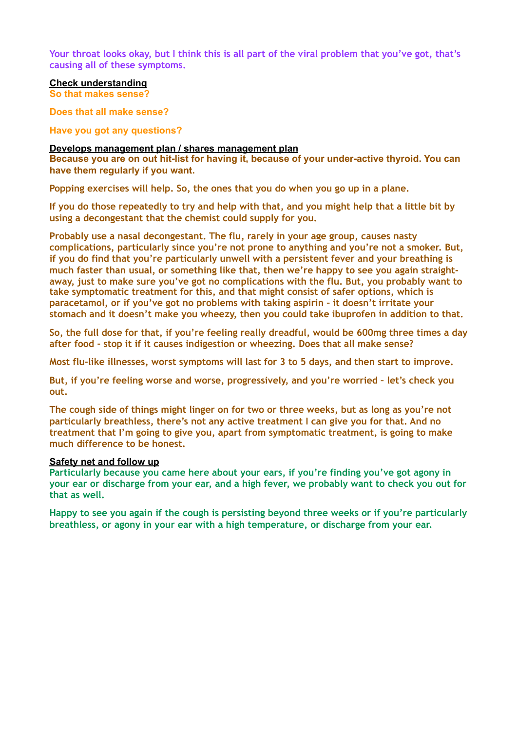Your throat looks okay, but I think this is all part of the viral problem that you've got, that's causing all of these symptoms.

**Check understanding**

So that makes sense?

Does that all make sense?

Have you got any questions?

**Develops management plan / shares management plan**

Because you are on out hit-list for having it, because of your under-active thyroid. You can have them regularly if you want.

Popping exercises will help. So, the ones that you do when you go up in a plane.

If you do those repeatedly to try and help with that, and you might help that a little bit by using a decongestant that the chemist could supply for you.

Probably use a nasal decongestant. The flu, rarely in your age group, causes nasty complications, particularly since you're not prone to anything and you're not a smoker. But, if you do find that you're particularly unwell with a persistent fever and your breathing is much faster than usual, or something like that, then we're happy to see you again straight-away, just to make sure you've got no complications with the flu. But, you probably want to take symptomatic treatment for this, and that might consist of safer options, which is paracetamol, or if you've got no problems with taking aspirin – it doesn't irritate your stomach and it doesn't make you wheezy, then you could take ibuprofen in addition to that.

So, the full dose for that, if you're feeling really dreadful, would be 600mg three times a day after food – stop it if it causes indigestion or wheezing. Does that all make sense?

Most flu-like illnesses, worst symptoms will last for 3 to 5 days, and then start to improve.

But, if you're feeling worse and worse, progressively, and you're worried – let's check you out.

The cough side of things might linger on for two or three weeks, but as long as you're not particularly breathless, there's not any active treatment I can give you for that. And no treatment that I'm going to give you, apart from symptomatic treatment, is going to make much difference to be honest.

**Safety net and follow up**

Particularly because you came here about your ears, if you're finding you've got agony in your ear or discharge from your ear, and a high fever, we probably want to check you out for that as well.

Happy to see you again if the cough is persisting beyond three weeks or if you're particularly breathless, or agony in your ear with a high temperature, or discharge from your ear.